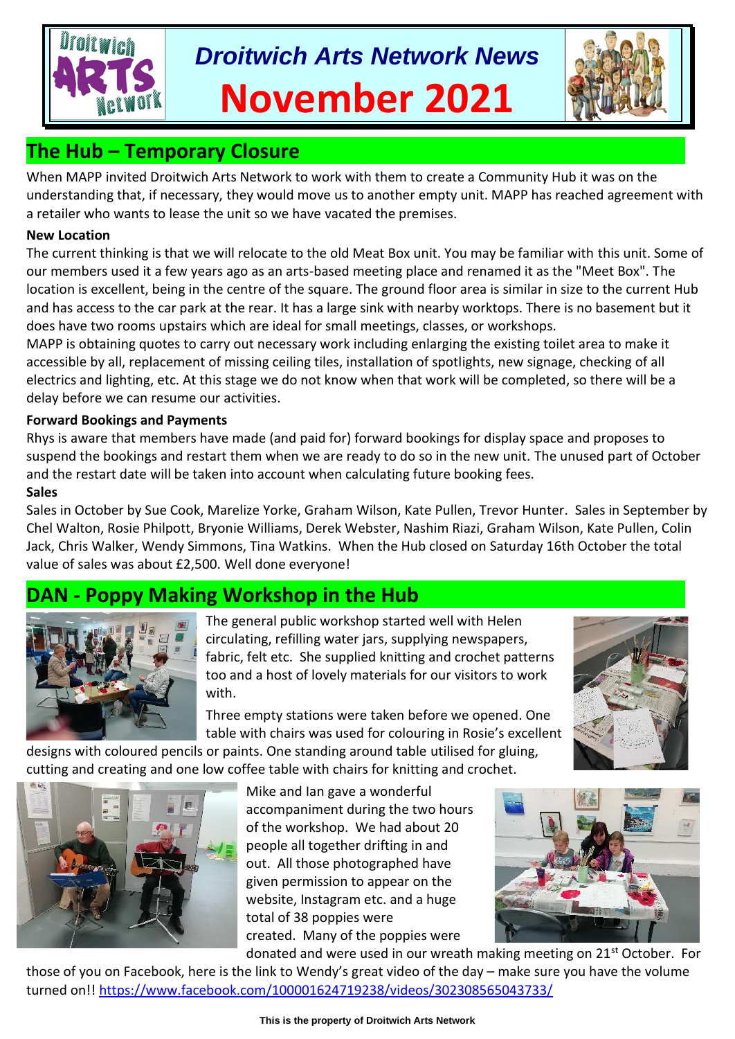# Droitwich Arts Network News

# November 2021

## The Hub – Temporary Closure

When MAPP invited Droitwich Arts Network to work with them to create a Community Hub it was on the understanding that, if necessary, they would move us to another empty unit. MAPP has reached agreement with a retailer who wants to lease the unit so we have vacated the premises.

### New Location

The current thinking is that we will relocate to the old Meat Box unit. You may be familiar with this unit. Some of our members used it a few years ago as an arts-based meeting place and renamed it as the "Meet Box". The location is excellent, being in the centre of the square. The ground floor area is similar in size to the current Hub and has access to the car park at the rear. It has a large sink with nearby worktops. There is no basement but it does have two rooms upstairs which are ideal for small meetings, classes, or workshops.

MAPP is obtaining quotes to carry out necessary work including enlarging the existing toilet area to make it accessible by all, replacement of missing ceiling tiles, installation of spotlights, new signage, checking of all electrics and lighting, etc. At this stage we do not know when that work will be completed, so there will be a delay before we can resume our activities.

### Forward Bookings and Payments

Rhys is aware that members have made (and paid for) forward bookings for display space and proposes to suspend the bookings and restart them when we are ready to do so in the new unit. The unused part of October and the restart date will be taken into account when calculating future booking fees.

### Sales

Sales in October by Sue Cook, Marelize Yorke, Graham Wilson, Kate Pullen, Trevor Hunter. Sales in September by Chel Walton, Rosie Philpott, Bryonie Williams, Derek Webster, Nashim Riazi, Graham Wilson, Kate Pullen, Colin Jack, Chris Walker, Wendy Simmons, Tina Watkins. When the Hub closed on Saturday 16th October the total value of sales was about £2,500. Well done everyone!

## DAN - Poppy Making Workshop in the Hub

The general public workshop started well with Helen circulating, refilling water jars, supplying newspapers, fabric, felt etc. She supplied knitting and crochet patterns too and a host of lovely materials for our visitors to work with.

Three empty stations were taken before we opened. One table with chairs was used for colouring in Rosie's excellent designs with coloured pencils or paints. One standing around table utilised for gluing, cutting and creating and one low coffee table with chairs for knitting and crochet.

Mike and Ian gave a wonderful accompaniment during the two hours of the workshop. We had about 20 people all together drifting in and out. All those photographed have given permission to appear on the website, Instagram etc. and a huge total of 38 poppies were created. Many of the poppies were donated and were used in our wreath making meeting on 21st October. For those of you on Facebook, here is the link to Wendy's great video of the day – make sure you have the volume turned on!! https://www.facebook.com/100001624719238/videos/302308565043733/

This is the property of Droitwich Arts Network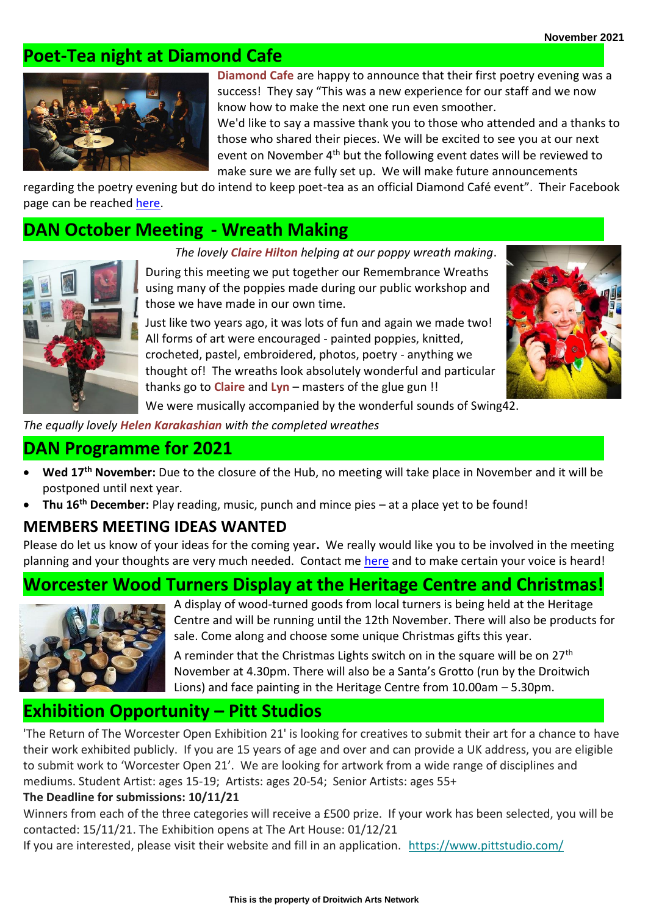## Poet-Tea night at Diamond Cafe

**Diamond Cafe** are happy to announce that their first poetry evening was a success! They say "This was a new experience for our staff and we now know how to make the next one run even smoother.

We'd like to say a massive thank you to those who attended and a thanks to those who shared their pieces. We will be excited to see you at our next event on November 4th but the following event dates will be reviewed to make sure we are fully set up. We will make future announcements regarding the poetry evening but do intend to keep poet-tea as an official Diamond Café event". Their Facebook page can be reached here.

## DAN October Meeting - Wreath Making

*The lovely **Claire Hilton** helping at our poppy wreath making.*

During this meeting we put together our Remembrance Wreaths using many of the poppies made during our public workshop and those we have made in our own time.

Just like two years ago, it was lots of fun and again we made two! All forms of art were encouraged - painted poppies, knitted, crocheted, pastel, embroidered, photos, poetry - anything we thought of! The wreaths look absolutely wonderful and particular thanks go to **Claire** and **Lyn** – masters of the glue gun !!

We were musically accompanied by the wonderful sounds of Swing42.

*The equally lovely **Helen Karakashian** with the completed wreathes*

## DAN Programme for 2021

- **Wed 17th November:** Due to the closure of the Hub, no meeting will take place in November and it will be postponed until next year.
- **Thu 16th December:** Play reading, music, punch and mince pies – at a place yet to be found!

### MEMBERS MEETING IDEAS WANTED

Please do let us know of your ideas for the coming year**.** We really would like you to be involved in the meeting planning and your thoughts are very much needed. Contact me here and to make certain your voice is heard!

## Worcester Wood Turners Display at the Heritage Centre and Christmas!

A display of wood-turned goods from local turners is being held at the Heritage Centre and will be running until the 12th November. There will also be products for sale. Come along and choose some unique Christmas gifts this year.

A reminder that the Christmas Lights switch on in the square will be on 27th November at 4.30pm. There will also be a Santa's Grotto (run by the Droitwich Lions) and face painting in the Heritage Centre from 10.00am – 5.30pm.

## Exhibition Opportunity – Pitt Studios

'The Return of The Worcester Open Exhibition 21' is looking for creatives to submit their art for a chance to have their work exhibited publicly. If you are 15 years of age and over and can provide a UK address, you are eligible to submit work to 'Worcester Open 21'. We are looking for artwork from a wide range of disciplines and mediums. Student Artist: ages 15-19; Artists: ages 20-54; Senior Artists: ages 55+

**The Deadline for submissions: 10/11/21**

Winners from each of the three categories will receive a £500 prize. If your work has been selected, you will be contacted: 15/11/21. The Exhibition opens at The Art House: 01/12/21

If you are interested, please visit their website and fill in an application. https://www.pittstudio.com/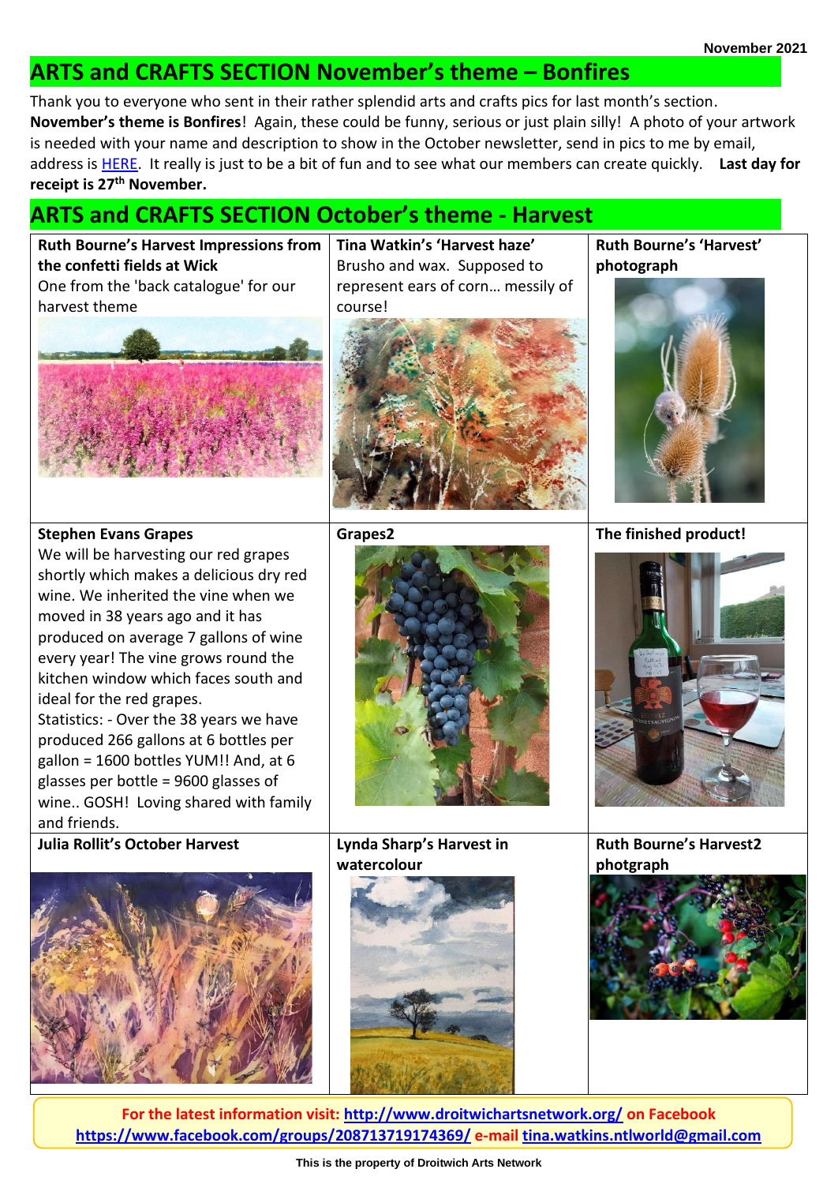## ARTS and CRAFTS SECTION November's theme – Bonfires

Thank you to everyone who sent in their rather splendid arts and crafts pics for last month's section. **November's theme is Bonfires**! Again, these could be funny, serious or just plain silly! A photo of your artwork is needed with your name and description to show in the October newsletter, send in pics to me by email, address is HERE. It really is just to be a bit of fun and to see what our members can create quickly. **Last day for receipt is 27th November.**

## ARTS and CRAFTS SECTION October's theme - Harvest

| | | |
|---|---|---|
| **Ruth Bourne's Harvest Impressions from the confetti fields at Wick** One from the 'back catalogue' for our harvest theme | **Tina Watkin's 'Harvest haze'** Brusho and wax. Supposed to represent ears of corn… messily of course! | **Ruth Bourne's 'Harvest' photograph** |
| **Stephen Evans Grapes** We will be harvesting our red grapes shortly which makes a delicious dry red wine. We inherited the vine when we moved in 38 years ago and it has produced on average 7 gallons of wine every year! The vine grows round the kitchen window which faces south and ideal for the red grapes. Statistics: - Over the 38 years we have produced 266 gallons at 6 bottles per gallon = 1600 bottles YUM!! And, at 6 glasses per bottle = 9600 glasses of wine.. GOSH! Loving shared with family and friends. | **Grapes2** | **The finished product!** |
| **Julia Rollit's October Harvest** | **Lynda Sharp's Harvest in watercolour** | **Ruth Bourne's Harvest2 phtograph** |

**For the latest information visit: http://www.droitwichartsnetwork.org/ on Facebook https://www.facebook.com/groups/208713719174369/ e-mail tina.watkins.ntlworld@gmail.com**

This is the property of Droitwich Arts Network